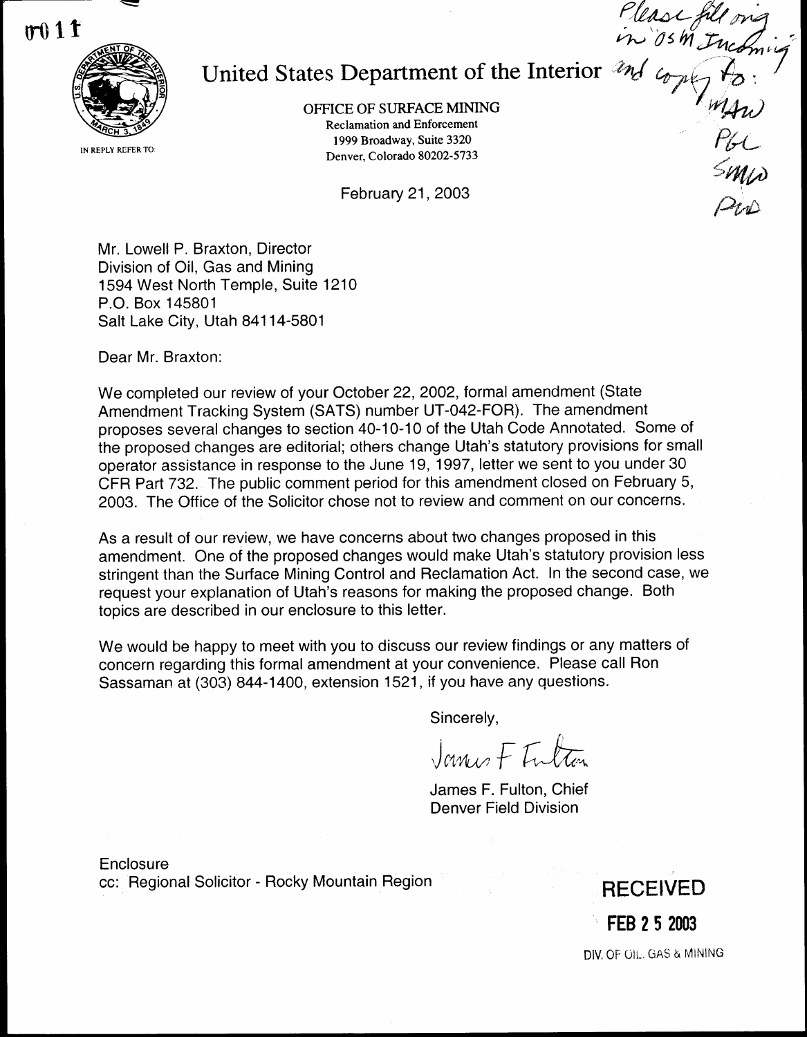0011

# United States Department of the Interior

OFFICE OF SURFACE MINING
Reclamation and Enforcement
1999 Broadway, Suite 3320
Denver, Colorado 80202-5733

IN REPLY REFER TO:

Please file orig in OSM Incoming and copy to: MAW PGL SMW PWD

February 21, 2003

Mr. Lowell P. Braxton, Director
Division of Oil, Gas and Mining
1594 West North Temple, Suite 1210
P.O. Box 145801
Salt Lake City, Utah 84114-5801

Dear Mr. Braxton:

We completed our review of your October 22, 2002, formal amendment (State Amendment Tracking System (SATS) number UT-042-FOR). The amendment proposes several changes to section 40-10-10 of the Utah Code Annotated. Some of the proposed changes are editorial; others change Utah's statutory provisions for small operator assistance in response to the June 19, 1997, letter we sent to you under 30 CFR Part 732. The public comment period for this amendment closed on February 5, 2003. The Office of the Solicitor chose not to review and comment on our concerns.

As a result of our review, we have concerns about two changes proposed in this amendment. One of the proposed changes would make Utah's statutory provision less stringent than the Surface Mining Control and Reclamation Act. In the second case, we request your explanation of Utah's reasons for making the proposed change. Both topics are described in our enclosure to this letter.

We would be happy to meet with you to discuss our review findings or any matters of concern regarding this formal amendment at your convenience. Please call Ron Sassaman at (303) 844-1400, extension 1521, if you have any questions.

Sincerely,

James F Fulton

James F. Fulton, Chief
Denver Field Division

Enclosure
cc: Regional Solicitor - Rocky Mountain Region

RECEIVED
FEB 25 2003
DIV. OF OIL, GAS & MINING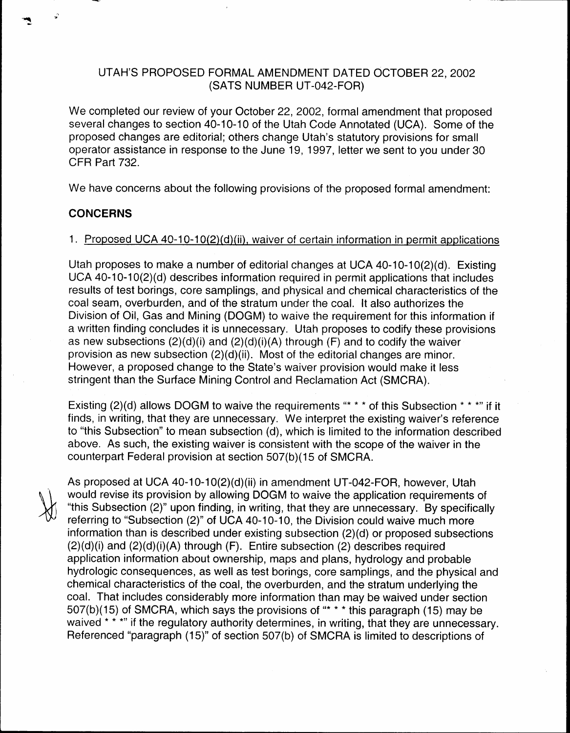UTAH'S PROPOSED FORMAL AMENDMENT DATED OCTOBER 22, 2002
(SATS NUMBER UT-042-FOR)

We completed our review of your October 22, 2002, formal amendment that proposed several changes to section 40-10-10 of the Utah Code Annotated (UCA). Some of the proposed changes are editorial; others change Utah's statutory provisions for small operator assistance in response to the June 19, 1997, letter we sent to you under 30 CFR Part 732.

We have concerns about the following provisions of the proposed formal amendment:

## CONCERNS

1. Proposed UCA 40-10-10(2)(d)(ii), waiver of certain information in permit applications

Utah proposes to make a number of editorial changes at UCA 40-10-10(2)(d). Existing UCA 40-10-10(2)(d) describes information required in permit applications that includes results of test borings, core samplings, and physical and chemical characteristics of the coal seam, overburden, and of the stratum under the coal. It also authorizes the Division of Oil, Gas and Mining (DOGM) to waive the requirement for this information if a written finding concludes it is unnecessary. Utah proposes to codify these provisions as new subsections (2)(d)(i) and (2)(d)(i)(A) through (F) and to codify the waiver provision as new subsection (2)(d)(ii). Most of the editorial changes are minor. However, a proposed change to the State's waiver provision would make it less stringent than the Surface Mining Control and Reclamation Act (SMCRA).

Existing (2)(d) allows DOGM to waive the requirements "* * * of this Subsection * * *" if it finds, in writing, that they are unnecessary. We interpret the existing waiver's reference to "this Subsection" to mean subsection (d), which is limited to the information described above. As such, the existing waiver is consistent with the scope of the waiver in the counterpart Federal provision at section 507(b)(15 of SMCRA.

As proposed at UCA 40-10-10(2)(d)(ii) in amendment UT-042-FOR, however, Utah would revise its provision by allowing DOGM to waive the application requirements of "this Subsection (2)" upon finding, in writing, that they are unnecessary. By specifically referring to "Subsection (2)" of UCA 40-10-10, the Division could waive much more information than is described under existing subsection (2)(d) or proposed subsections (2)(d)(i) and (2)(d)(i)(A) through (F). Entire subsection (2) describes required application information about ownership, maps and plans, hydrology and probable hydrologic consequences, as well as test borings, core samplings, and the physical and chemical characteristics of the coal, the overburden, and the stratum underlying the coal. That includes considerably more information than may be waived under section 507(b)(15) of SMCRA, which says the provisions of "* * * this paragraph (15) may be waived * * *" if the regulatory authority determines, in writing, that they are unnecessary. Referenced "paragraph (15)" of section 507(b) of SMCRA is limited to descriptions of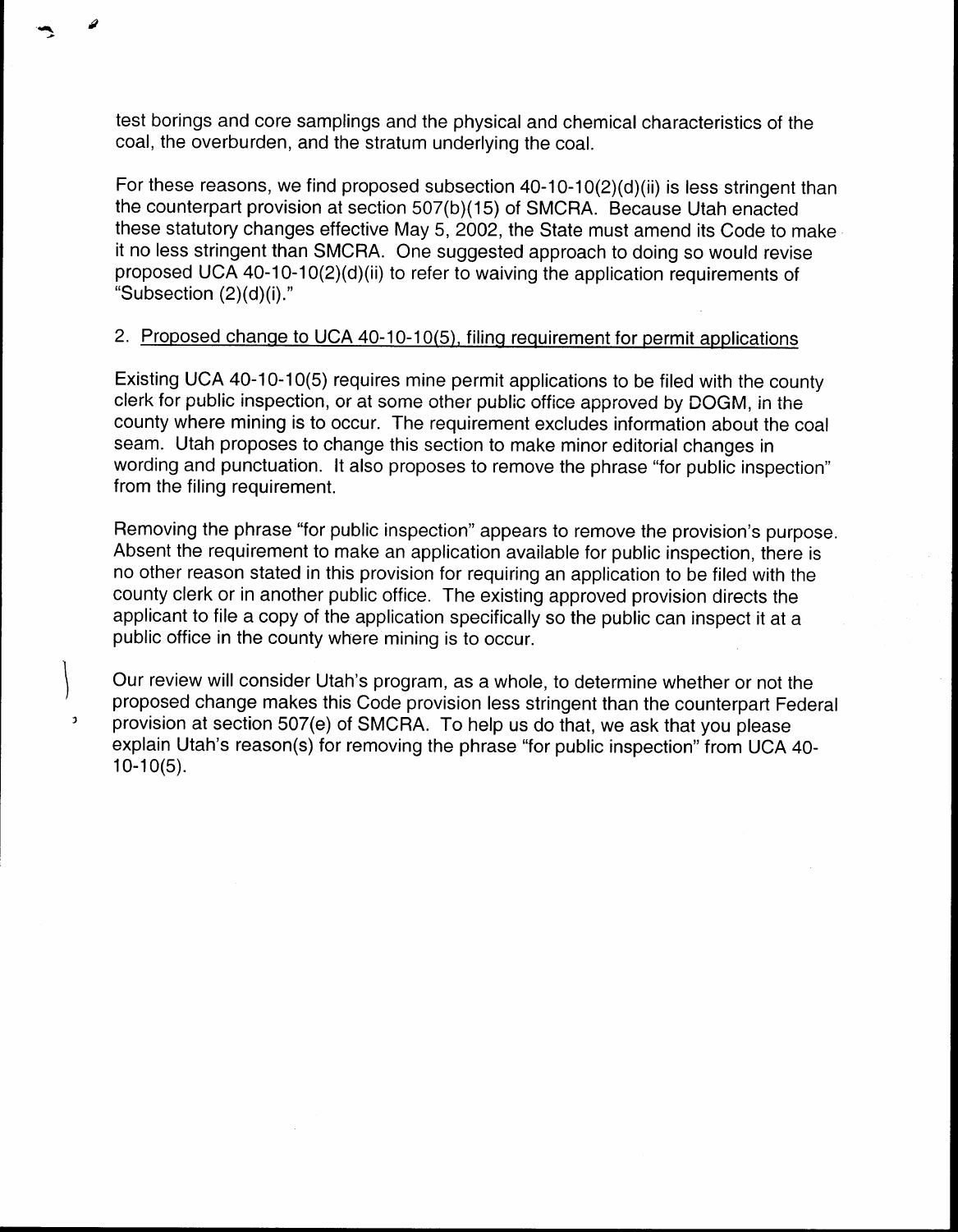test borings and core samplings and the physical and chemical characteristics of the coal, the overburden, and the stratum underlying the coal.

For these reasons, we find proposed subsection 40-10-10(2)(d)(ii) is less stringent than the counterpart provision at section 507(b)(15) of SMCRA. Because Utah enacted these statutory changes effective May 5, 2002, the State must amend its Code to make it no less stringent than SMCRA. One suggested approach to doing so would revise proposed UCA 40-10-10(2)(d)(ii) to refer to waiving the application requirements of "Subsection (2)(d)(i)."

2. <u>Proposed change to UCA 40-10-10(5), filing requirement for permit applications</u>

Existing UCA 40-10-10(5) requires mine permit applications to be filed with the county clerk for public inspection, or at some other public office approved by DOGM, in the county where mining is to occur. The requirement excludes information about the coal seam. Utah proposes to change this section to make minor editorial changes in wording and punctuation. It also proposes to remove the phrase "for public inspection" from the filing requirement.

Removing the phrase "for public inspection" appears to remove the provision's purpose. Absent the requirement to make an application available for public inspection, there is no other reason stated in this provision for requiring an application to be filed with the county clerk or in another public office. The existing approved provision directs the applicant to file a copy of the application specifically so the public can inspect it at a public office in the county where mining is to occur.

Our review will consider Utah's program, as a whole, to determine whether or not the proposed change makes this Code provision less stringent than the counterpart Federal provision at section 507(e) of SMCRA. To help us do that, we ask that you please explain Utah's reason(s) for removing the phrase "for public inspection" from UCA 40-10-10(5).